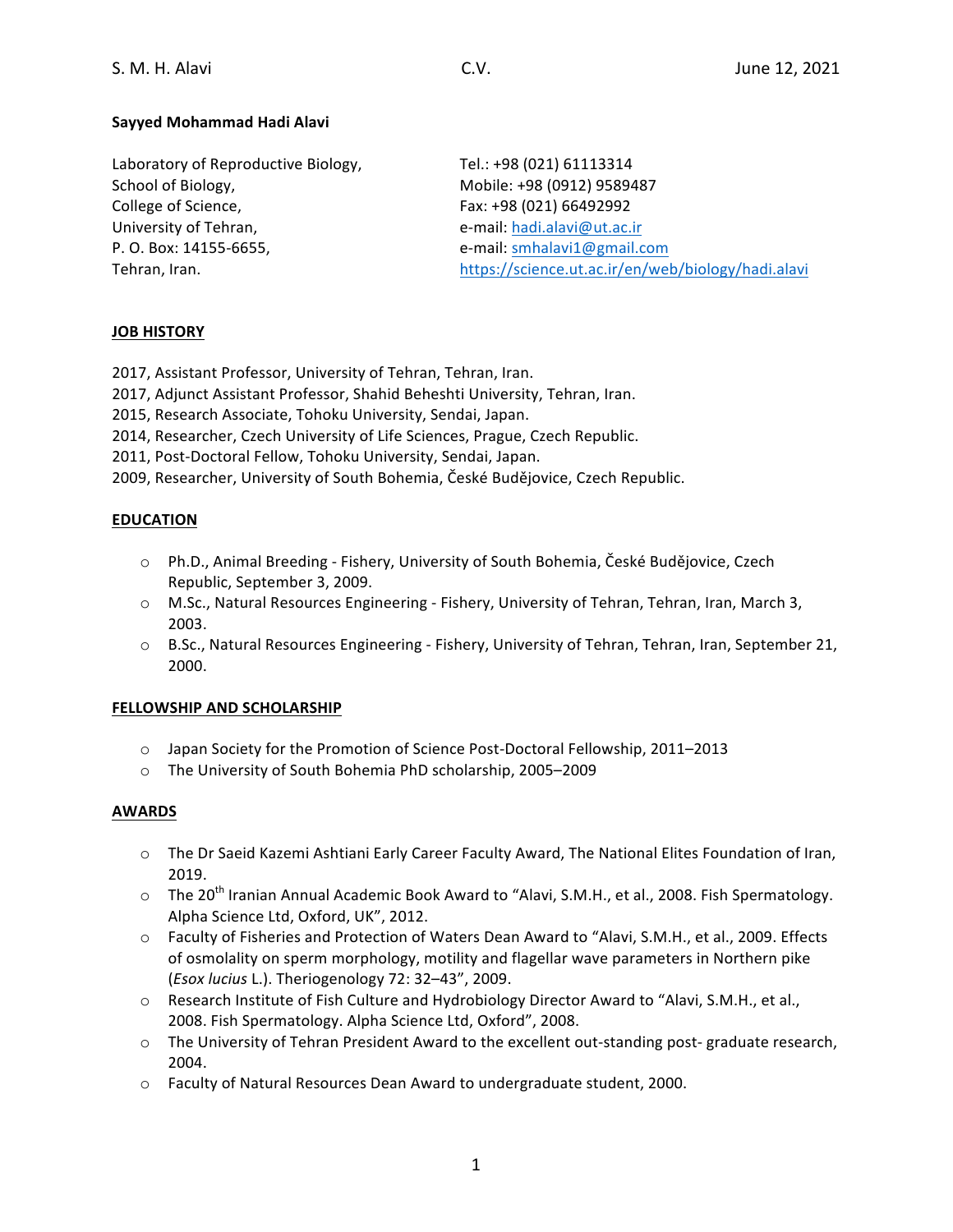**Sayyed Mohammad Hadi Alavi**

Laboratory of Reproductive Biology,
School of Biology,
College of Science,
University of Tehran,
P. O. Box: 14155-6655,
Tehran, Iran.

Tel.: +98 (021) 61113314
Mobile: +98 (0912) 9589487
Fax: +98 (021) 66492992
e-mail: hadi.alavi@ut.ac.ir
e-mail: smhalavi1@gmail.com
https://science.ut.ac.ir/en/web/biology/hadi.alavi

## JOB HISTORY

2017, Assistant Professor, University of Tehran, Tehran, Iran.
2017, Adjunct Assistant Professor, Shahid Beheshti University, Tehran, Iran.
2015, Research Associate, Tohoku University, Sendai, Japan.
2014, Researcher, Czech University of Life Sciences, Prague, Czech Republic.
2011, Post-Doctoral Fellow, Tohoku University, Sendai, Japan.
2009, Researcher, University of South Bohemia, České Budějovice, Czech Republic.

## EDUCATION

- Ph.D., Animal Breeding - Fishery, University of South Bohemia, České Budějovice, Czech Republic, September 3, 2009.
- M.Sc., Natural Resources Engineering - Fishery, University of Tehran, Tehran, Iran, March 3, 2003.
- B.Sc., Natural Resources Engineering - Fishery, University of Tehran, Tehran, Iran, September 21, 2000.

## FELLOWSHIP AND SCHOLARSHIP

- Japan Society for the Promotion of Science Post-Doctoral Fellowship, 2011–2013
- The University of South Bohemia PhD scholarship, 2005–2009

## AWARDS

- The Dr Saeid Kazemi Ashtiani Early Career Faculty Award, The National Elites Foundation of Iran, 2019.
- The 20th Iranian Annual Academic Book Award to "Alavi, S.M.H., et al., 2008. Fish Spermatology. Alpha Science Ltd, Oxford, UK", 2012.
- Faculty of Fisheries and Protection of Waters Dean Award to "Alavi, S.M.H., et al., 2009. Effects of osmolality on sperm morphology, motility and flagellar wave parameters in Northern pike (*Esox lucius* L.). Theriogenology 72: 32–43", 2009.
- Research Institute of Fish Culture and Hydrobiology Director Award to "Alavi, S.M.H., et al., 2008. Fish Spermatology. Alpha Science Ltd, Oxford", 2008.
- The University of Tehran President Award to the excellent out-standing post- graduate research, 2004.
- Faculty of Natural Resources Dean Award to undergraduate student, 2000.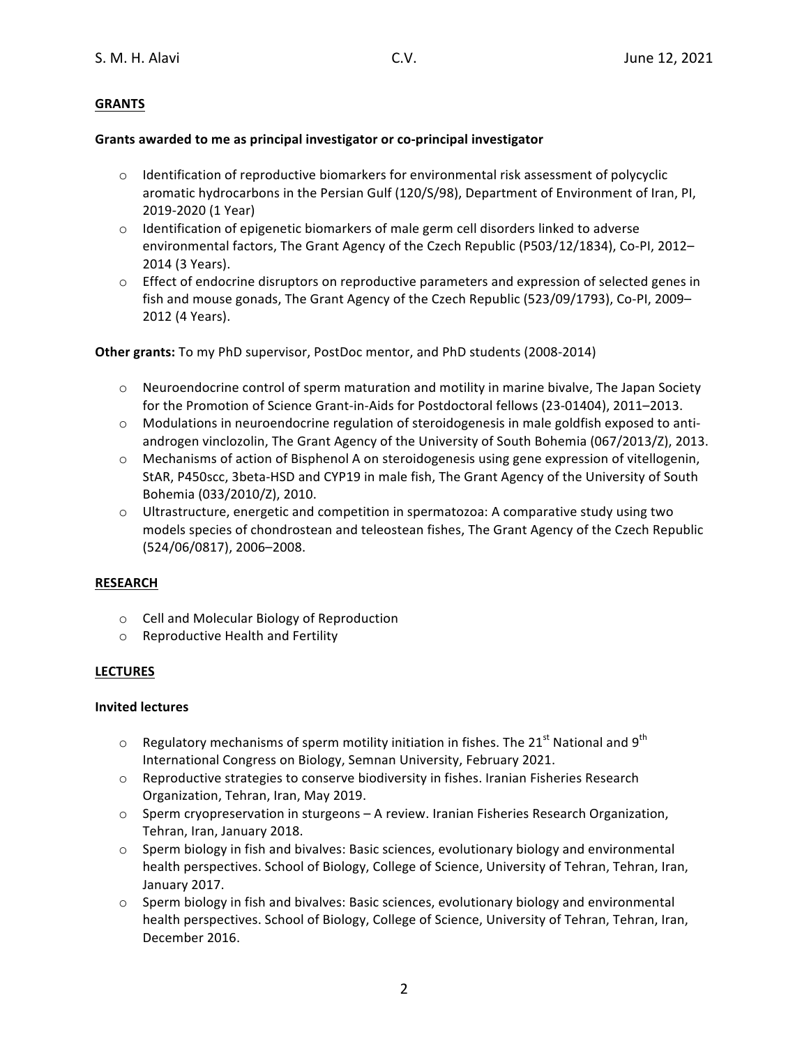## GRANTS

### Grants awarded to me as principal investigator or co-principal investigator

- Identification of reproductive biomarkers for environmental risk assessment of polycyclic aromatic hydrocarbons in the Persian Gulf (120/S/98), Department of Environment of Iran, PI, 2019-2020 (1 Year)
- Identification of epigenetic biomarkers of male germ cell disorders linked to adverse environmental factors, The Grant Agency of the Czech Republic (P503/12/1834), Co-PI, 2012–2014 (3 Years).
- Effect of endocrine disruptors on reproductive parameters and expression of selected genes in fish and mouse gonads, The Grant Agency of the Czech Republic (523/09/1793), Co-PI, 2009–2012 (4 Years).

**Other grants:** To my PhD supervisor, PostDoc mentor, and PhD students (2008-2014)

- Neuroendocrine control of sperm maturation and motility in marine bivalve, The Japan Society for the Promotion of Science Grant-in-Aids for Postdoctoral fellows (23-01404), 2011–2013.
- Modulations in neuroendocrine regulation of steroidogenesis in male goldfish exposed to anti-androgen vinclozolin, The Grant Agency of the University of South Bohemia (067/2013/Z), 2013.
- Mechanisms of action of Bisphenol A on steroidogenesis using gene expression of vitellogenin, StAR, P450scc, 3beta-HSD and CYP19 in male fish, The Grant Agency of the University of South Bohemia (033/2010/Z), 2010.
- Ultrastructure, energetic and competition in spermatozoa: A comparative study using two models species of chondrostean and teleostean fishes, The Grant Agency of the Czech Republic (524/06/0817), 2006–2008.

## RESEARCH

- Cell and Molecular Biology of Reproduction
- Reproductive Health and Fertility

## LECTURES

### Invited lectures

- Regulatory mechanisms of sperm motility initiation in fishes. The 21st National and 9th International Congress on Biology, Semnan University, February 2021.
- Reproductive strategies to conserve biodiversity in fishes. Iranian Fisheries Research Organization, Tehran, Iran, May 2019.
- Sperm cryopreservation in sturgeons – A review. Iranian Fisheries Research Organization, Tehran, Iran, January 2018.
- Sperm biology in fish and bivalves: Basic sciences, evolutionary biology and environmental health perspectives. School of Biology, College of Science, University of Tehran, Tehran, Iran, January 2017.
- Sperm biology in fish and bivalves: Basic sciences, evolutionary biology and environmental health perspectives. School of Biology, College of Science, University of Tehran, Tehran, Iran, December 2016.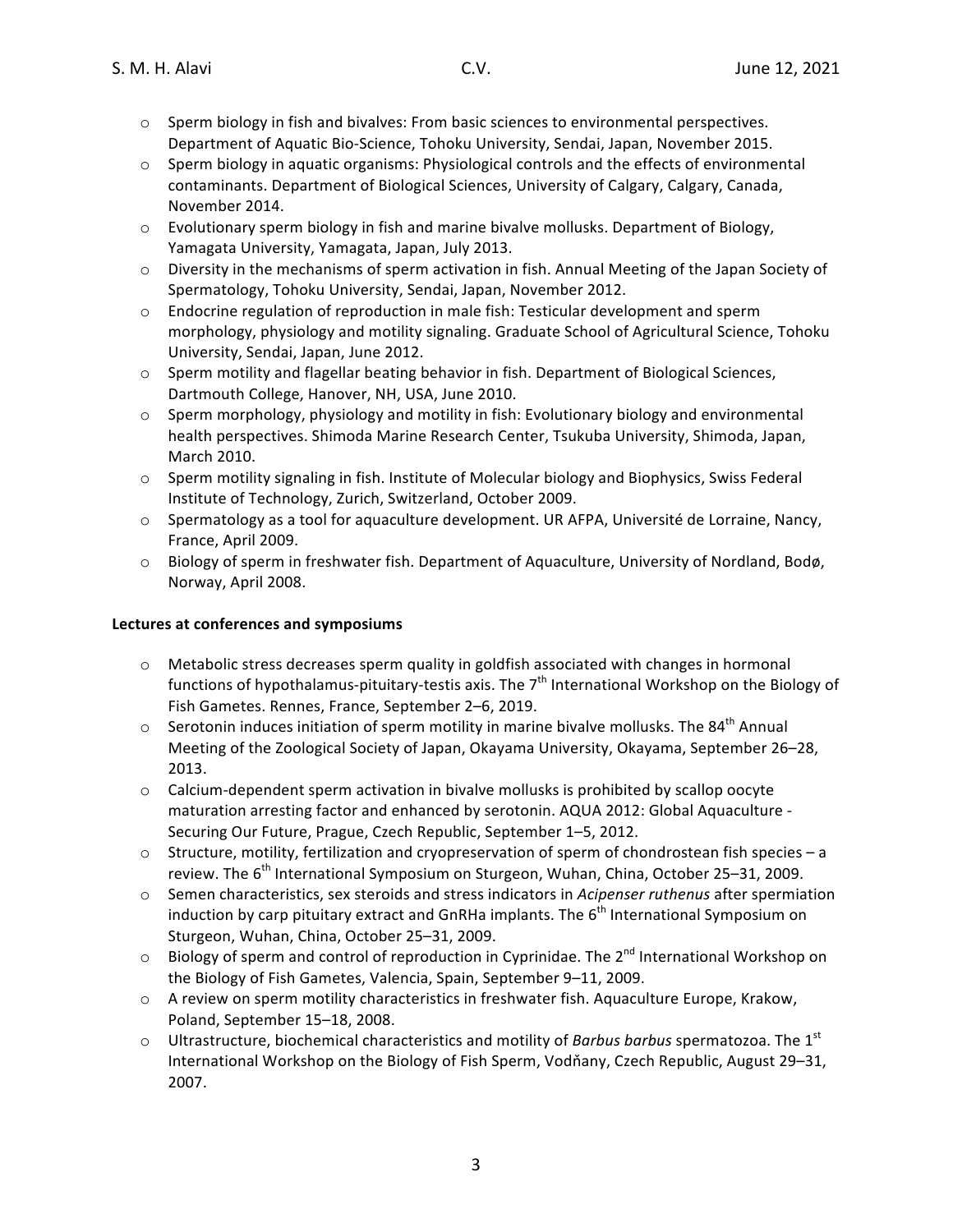- Sperm biology in fish and bivalves: From basic sciences to environmental perspectives. Department of Aquatic Bio-Science, Tohoku University, Sendai, Japan, November 2015.
- Sperm biology in aquatic organisms: Physiological controls and the effects of environmental contaminants. Department of Biological Sciences, University of Calgary, Calgary, Canada, November 2014.
- Evolutionary sperm biology in fish and marine bivalve mollusks. Department of Biology, Yamagata University, Yamagata, Japan, July 2013.
- Diversity in the mechanisms of sperm activation in fish. Annual Meeting of the Japan Society of Spermatology, Tohoku University, Sendai, Japan, November 2012.
- Endocrine regulation of reproduction in male fish: Testicular development and sperm morphology, physiology and motility signaling. Graduate School of Agricultural Science, Tohoku University, Sendai, Japan, June 2012.
- Sperm motility and flagellar beating behavior in fish. Department of Biological Sciences, Dartmouth College, Hanover, NH, USA, June 2010.
- Sperm morphology, physiology and motility in fish: Evolutionary biology and environmental health perspectives. Shimoda Marine Research Center, Tsukuba University, Shimoda, Japan, March 2010.
- Sperm motility signaling in fish. Institute of Molecular biology and Biophysics, Swiss Federal Institute of Technology, Zurich, Switzerland, October 2009.
- Spermatology as a tool for aquaculture development. UR AFPA, Université de Lorraine, Nancy, France, April 2009.
- Biology of sperm in freshwater fish. Department of Aquaculture, University of Nordland, Bodø, Norway, April 2008.

**Lectures at conferences and symposiums**

- Metabolic stress decreases sperm quality in goldfish associated with changes in hormonal functions of hypothalamus-pituitary-testis axis. The 7th International Workshop on the Biology of Fish Gametes. Rennes, France, September 2–6, 2019.
- Serotonin induces initiation of sperm motility in marine bivalve mollusks. The 84th Annual Meeting of the Zoological Society of Japan, Okayama University, Okayama, September 26–28, 2013.
- Calcium-dependent sperm activation in bivalve mollusks is prohibited by scallop oocyte maturation arresting factor and enhanced by serotonin. AQUA 2012: Global Aquaculture - Securing Our Future, Prague, Czech Republic, September 1–5, 2012.
- Structure, motility, fertilization and cryopreservation of sperm of chondrostean fish species – a review. The 6th International Symposium on Sturgeon, Wuhan, China, October 25–31, 2009.
- Semen characteristics, sex steroids and stress indicators in *Acipenser ruthenus* after spermiation induction by carp pituitary extract and GnRHa implants. The 6th International Symposium on Sturgeon, Wuhan, China, October 25–31, 2009.
- Biology of sperm and control of reproduction in Cyprinidae. The 2nd International Workshop on the Biology of Fish Gametes, Valencia, Spain, September 9–11, 2009.
- A review on sperm motility characteristics in freshwater fish. Aquaculture Europe, Krakow, Poland, September 15–18, 2008.
- Ultrastructure, biochemical characteristics and motility of *Barbus barbus* spermatozoa. The 1st International Workshop on the Biology of Fish Sperm, Vodňany, Czech Republic, August 29–31, 2007.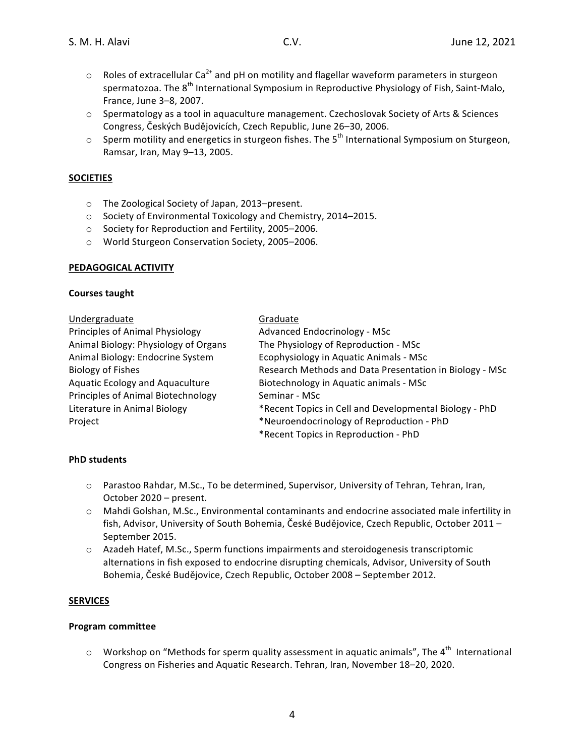- Roles of extracellular $Ca^{2+}$ and pH on motility and flagellar waveform parameters in sturgeon spermatozoa. The 8th International Symposium in Reproductive Physiology of Fish, Saint-Malo, France, June 3–8, 2007.
- Spermatology as a tool in aquaculture management. Czechoslovak Society of Arts & Sciences Congress, Českých Budějovicích, Czech Republic, June 26–30, 2006.
- Sperm motility and energetics in sturgeon fishes. The 5th International Symposium on Sturgeon, Ramsar, Iran, May 9–13, 2005.

## SOCIETIES

- The Zoological Society of Japan, 2013–present.
- Society of Environmental Toxicology and Chemistry, 2014–2015.
- Society for Reproduction and Fertility, 2005–2006.
- World Sturgeon Conservation Society, 2005–2006.

## PEDAGOGICAL ACTIVITY

### Courses taught

| Undergraduate | Graduate |
| --- | --- |
| Principles of Animal Physiology | Advanced Endocrinology - MSc |
| Animal Biology: Physiology of Organs | The Physiology of Reproduction - MSc |
| Animal Biology: Endocrine System | Ecophysiology in Aquatic Animals - MSc |
| Biology of Fishes | Research Methods and Data Presentation in Biology - MSc |
| Aquatic Ecology and Aquaculture | Biotechnology in Aquatic animals - MSc |
| Principles of Animal Biotechnology | Seminar - MSc |
| Literature in Animal Biology | *Recent Topics in Cell and Developmental Biology - PhD |
| Project | *Neuroendocrinology of Reproduction - PhD |
| | *Recent Topics in Reproduction - PhD |

### PhD students

- Parastoo Rahdar, M.Sc., To be determined, Supervisor, University of Tehran, Tehran, Iran, October 2020 – present.
- Mahdi Golshan, M.Sc., Environmental contaminants and endocrine associated male infertility in fish, Advisor, University of South Bohemia, České Budějovice, Czech Republic, October 2011 – September 2015.
- Azadeh Hatef, M.Sc., Sperm functions impairments and steroidogenesis transcriptomic alternations in fish exposed to endocrine disrupting chemicals, Advisor, University of South Bohemia, České Budějovice, Czech Republic, October 2008 – September 2012.

## SERVICES

### Program committee

- Workshop on "Methods for sperm quality assessment in aquatic animals", The 4th International Congress on Fisheries and Aquatic Research. Tehran, Iran, November 18–20, 2020.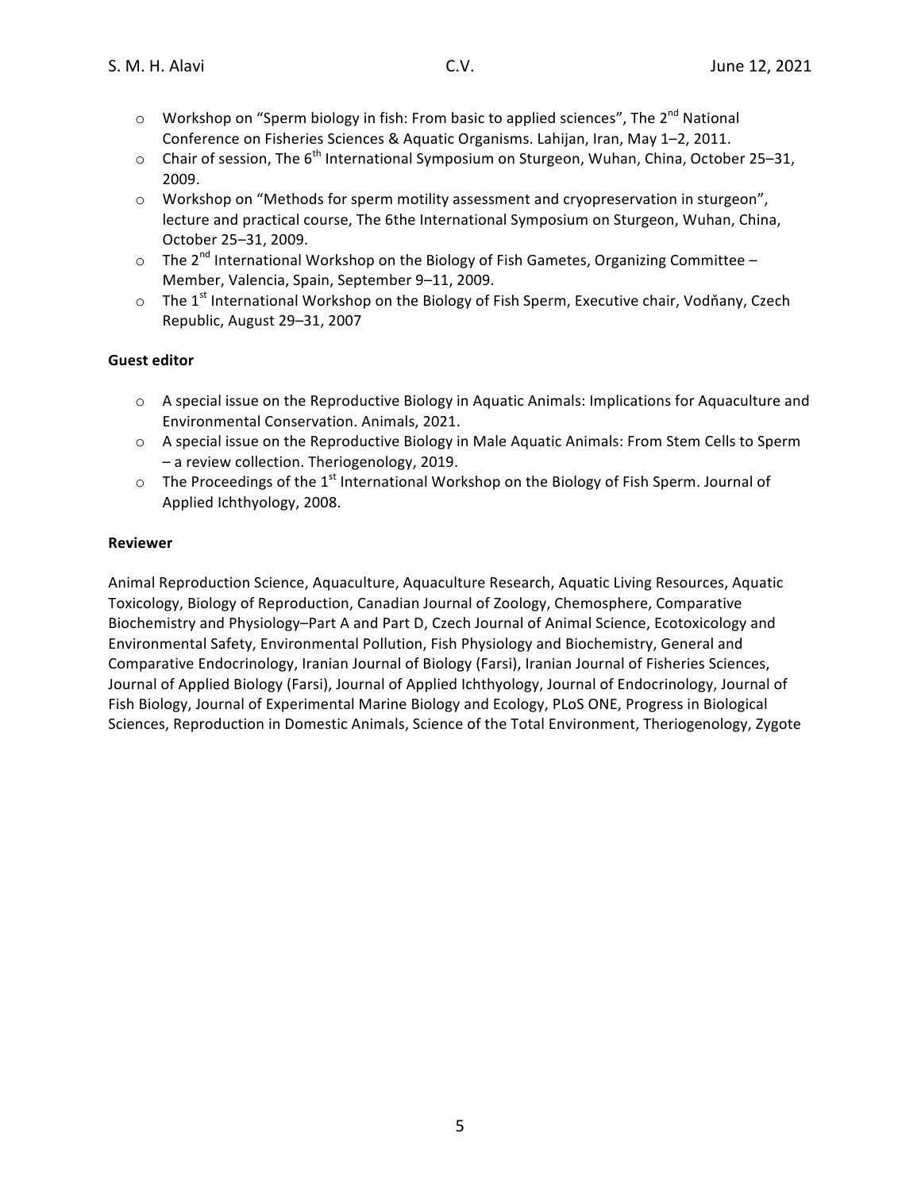- Workshop on "Sperm biology in fish: From basic to applied sciences", The 2nd National Conference on Fisheries Sciences & Aquatic Organisms. Lahijan, Iran, May 1–2, 2011.
- Chair of session, The 6th International Symposium on Sturgeon, Wuhan, China, October 25–31, 2009.
- Workshop on "Methods for sperm motility assessment and cryopreservation in sturgeon", lecture and practical course, The 6the International Symposium on Sturgeon, Wuhan, China, October 25–31, 2009.
- The 2nd International Workshop on the Biology of Fish Gametes, Organizing Committee – Member, Valencia, Spain, September 9–11, 2009.
- The 1st International Workshop on the Biology of Fish Sperm, Executive chair, Vodňany, Czech Republic, August 29–31, 2007

**Guest editor**

- A special issue on the Reproductive Biology in Aquatic Animals: Implications for Aquaculture and Environmental Conservation. Animals, 2021.
- A special issue on the Reproductive Biology in Male Aquatic Animals: From Stem Cells to Sperm – a review collection. Theriogenology, 2019.
- The Proceedings of the 1st International Workshop on the Biology of Fish Sperm. Journal of Applied Ichthyology, 2008.

**Reviewer**

Animal Reproduction Science, Aquaculture, Aquaculture Research, Aquatic Living Resources, Aquatic Toxicology, Biology of Reproduction, Canadian Journal of Zoology, Chemosphere, Comparative Biochemistry and Physiology–Part A and Part D, Czech Journal of Animal Science, Ecotoxicology and Environmental Safety, Environmental Pollution, Fish Physiology and Biochemistry, General and Comparative Endocrinology, Iranian Journal of Biology (Farsi), Iranian Journal of Fisheries Sciences, Journal of Applied Biology (Farsi), Journal of Applied Ichthyology, Journal of Endocrinology, Journal of Fish Biology, Journal of Experimental Marine Biology and Ecology, PLoS ONE, Progress in Biological Sciences, Reproduction in Domestic Animals, Science of the Total Environment, Theriogenology, Zygote